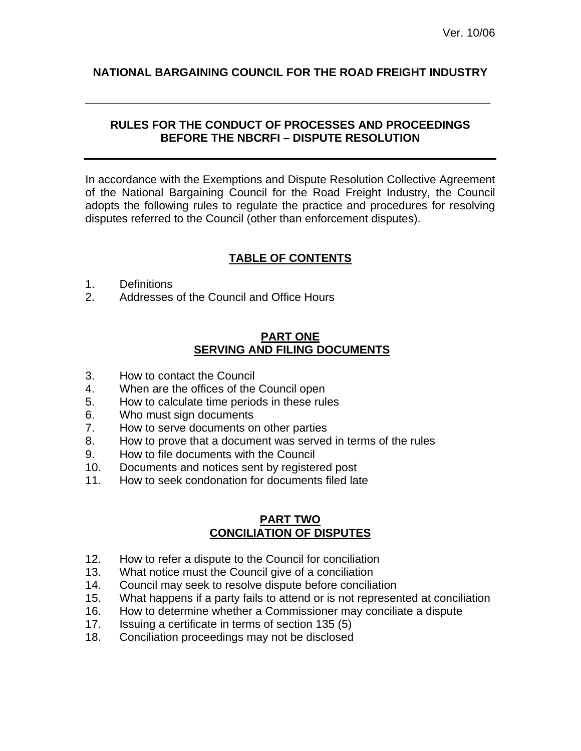Ver. 10/06

# NATIONAL BARGAINING COUNCIL FOR THE ROAD FREIGHT INDUSTRY

## RULES FOR THE CONDUCT OF PROCESSES AND PROCEEDINGS BEFORE THE NBCRFI – DISPUTE RESOLUTION

In accordance with the Exemptions and Dispute Resolution Collective Agreement of the National Bargaining Council for the Road Freight Industry, the Council adopts the following rules to regulate the practice and procedures for resolving disputes referred to the Council (other than enforcement disputes).

## TABLE OF CONTENTS

1. Definitions
2. Addresses of the Council and Office Hours

### PART ONE
### SERVING AND FILING DOCUMENTS

3. How to contact the Council
4. When are the offices of the Council open
5. How to calculate time periods in these rules
6. Who must sign documents
7. How to serve documents on other parties
8. How to prove that a document was served in terms of the rules
9. How to file documents with the Council
10. Documents and notices sent by registered post
11. How to seek condonation for documents filed late

### PART TWO
### CONCILIATION OF DISPUTES

12. How to refer a dispute to the Council for conciliation
13. What notice must the Council give of a conciliation
14. Council may seek to resolve dispute before conciliation
15. What happens if a party fails to attend or is not represented at conciliation
16. How to determine whether a Commissioner may conciliate a dispute
17. Issuing a certificate in terms of section 135 (5)
18. Conciliation proceedings may not be disclosed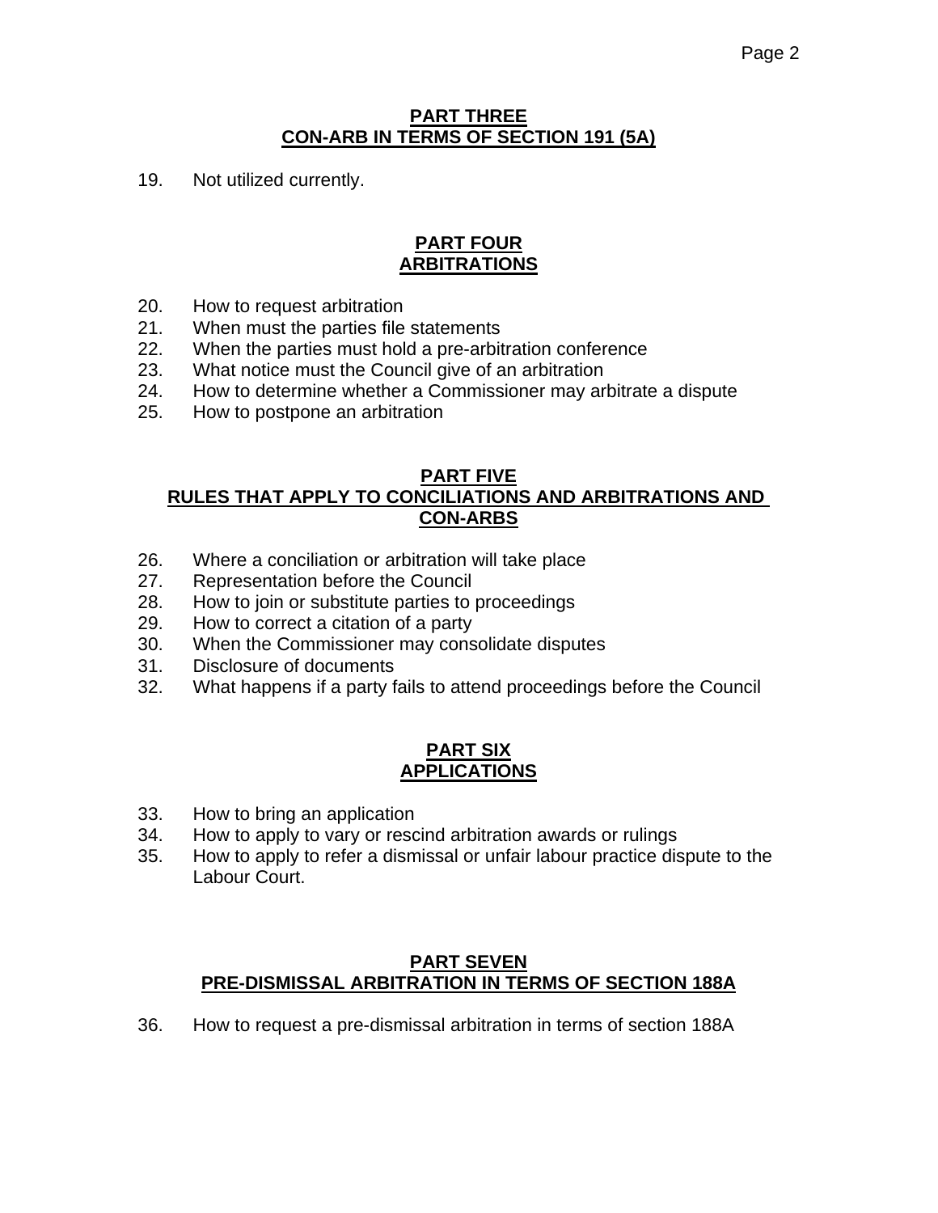## PART THREE
## CON-ARB IN TERMS OF SECTION 191 (5A)

19. Not utilized currently.

## PART FOUR
## ARBITRATIONS

20. How to request arbitration
21. When must the parties file statements
22. When the parties must hold a pre-arbitration conference
23. What notice must the Council give of an arbitration
24. How to determine whether a Commissioner may arbitrate a dispute
25. How to postpone an arbitration

## PART FIVE
## RULES THAT APPLY TO CONCILIATIONS AND ARBITRATIONS AND CON-ARBS

26. Where a conciliation or arbitration will take place
27. Representation before the Council
28. How to join or substitute parties to proceedings
29. How to correct a citation of a party
30. When the Commissioner may consolidate disputes
31. Disclosure of documents
32. What happens if a party fails to attend proceedings before the Council

## PART SIX
## APPLICATIONS

33. How to bring an application
34. How to apply to vary or rescind arbitration awards or rulings
35. How to apply to refer a dismissal or unfair labour practice dispute to the Labour Court.

## PART SEVEN
## PRE-DISMISSAL ARBITRATION IN TERMS OF SECTION 188A

36. How to request a pre-dismissal arbitration in terms of section 188A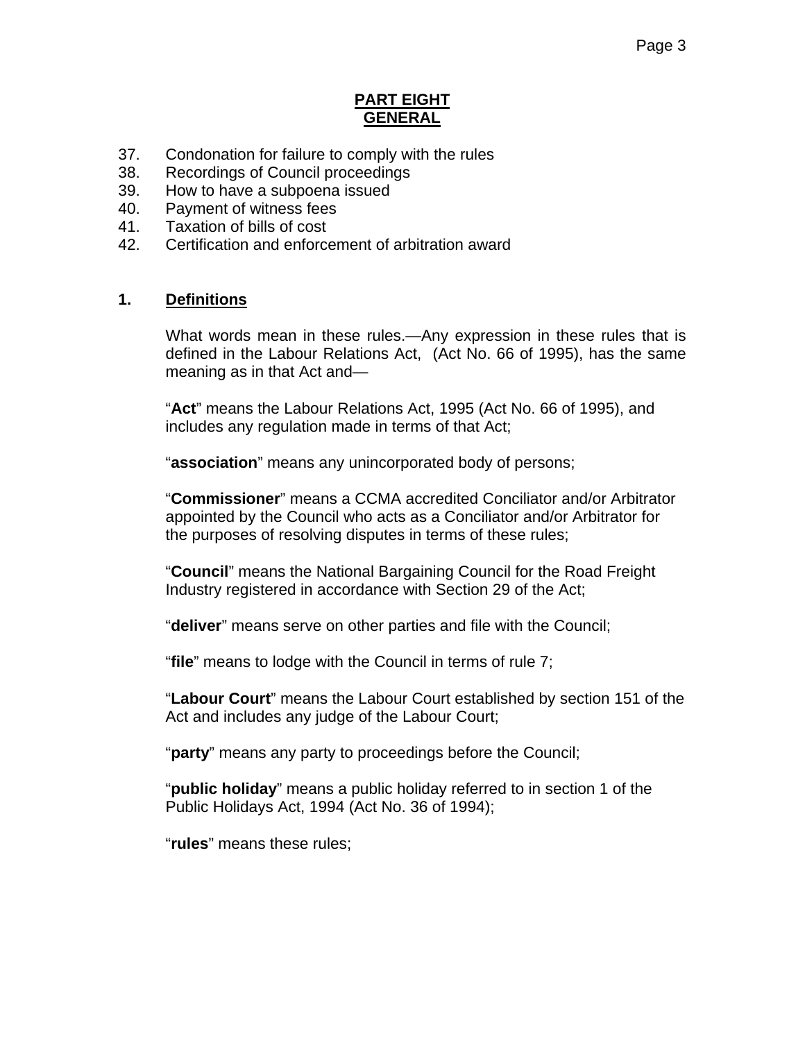## PART EIGHT
## GENERAL

37. Condonation for failure to comply with the rules
38. Recordings of Council proceedings
39. How to have a subpoena issued
40. Payment of witness fees
41. Taxation of bills of cost
42. Certification and enforcement of arbitration award

### 1. Definitions

What words mean in these rules.—Any expression in these rules that is defined in the Labour Relations Act, (Act No. 66 of 1995), has the same meaning as in that Act and—

"**Act**" means the Labour Relations Act, 1995 (Act No. 66 of 1995), and includes any regulation made in terms of that Act;

"**association**" means any unincorporated body of persons;

"**Commissioner**" means a CCMA accredited Conciliator and/or Arbitrator appointed by the Council who acts as a Conciliator and/or Arbitrator for the purposes of resolving disputes in terms of these rules;

"**Council**" means the National Bargaining Council for the Road Freight Industry registered in accordance with Section 29 of the Act;

"**deliver**" means serve on other parties and file with the Council;

"**file**" means to lodge with the Council in terms of rule 7;

"**Labour Court**" means the Labour Court established by section 151 of the Act and includes any judge of the Labour Court;

"**party**" means any party to proceedings before the Council;

"**public holiday**" means a public holiday referred to in section 1 of the Public Holidays Act, 1994 (Act No. 36 of 1994);

"**rules**" means these rules;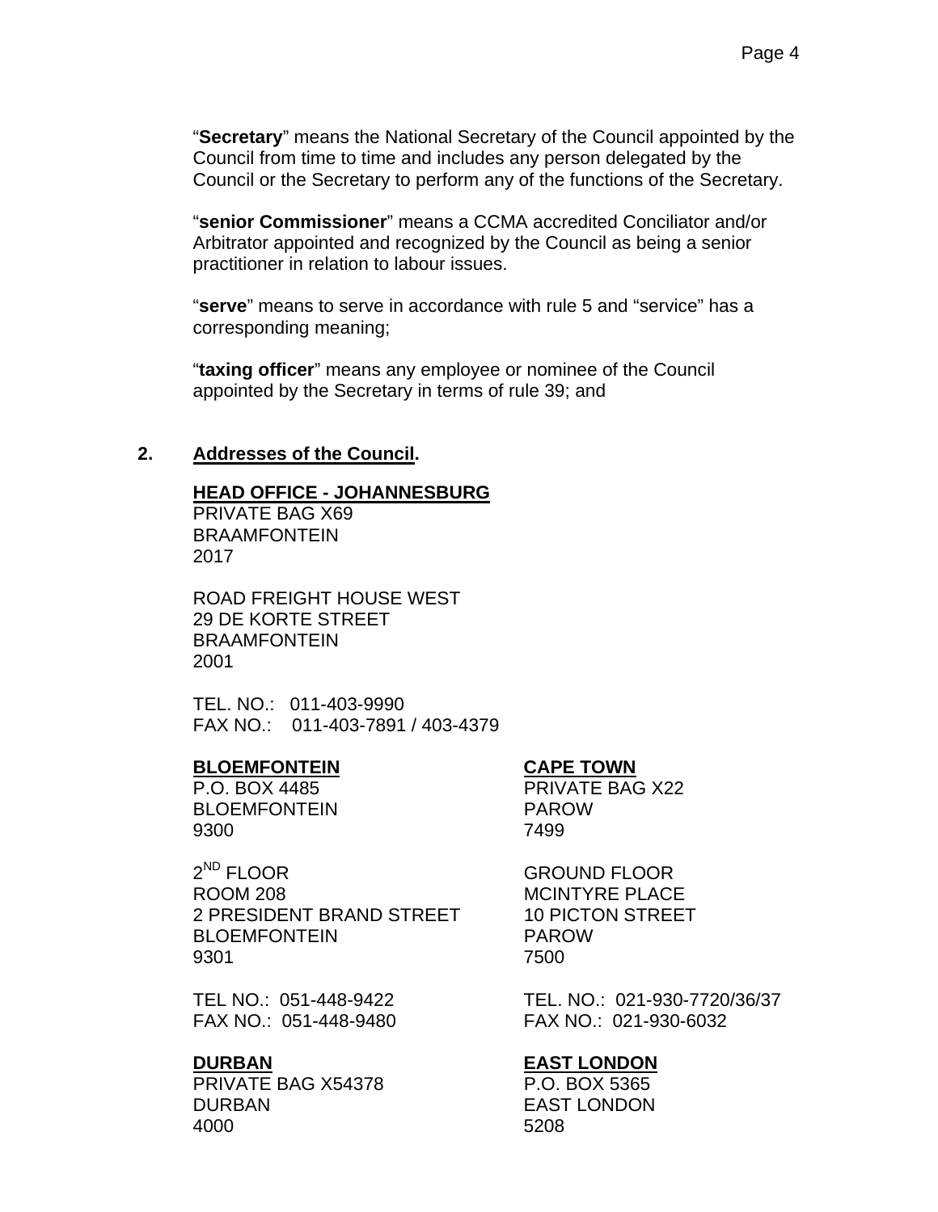"**Secretary**" means the National Secretary of the Council appointed by the Council from time to time and includes any person delegated by the Council or the Secretary to perform any of the functions of the Secretary.

"**senior Commissioner**" means a CCMA accredited Conciliator and/or Arbitrator appointed and recognized by the Council as being a senior practitioner in relation to labour issues.

"**serve**" means to serve in accordance with rule 5 and "service" has a corresponding meaning;

"**taxing officer**" means any employee or nominee of the Council appointed by the Secretary in terms of rule 39; and

## 2. <u>Addresses of the Council</u>.

**<u>HEAD OFFICE - JOHANNESBURG</u>**
PRIVATE BAG X69
BRAAMFONTEIN
2017

ROAD FREIGHT HOUSE WEST
29 DE KORTE STREET
BRAAMFONTEIN
2001

TEL. NO.: 011-403-9990
FAX NO.: 011-403-7891 / 403-4379

**<u>BLOEMFONTEIN</u>**
P.O. BOX 4485
BLOEMFONTEIN
9300

2ND FLOOR
ROOM 208
2 PRESIDENT BRAND STREET
BLOEMFONTEIN
9301

TEL NO.: 051-448-9422
FAX NO.: 051-448-9480

**<u>CAPE TOWN</u>**
PRIVATE BAG X22
PAROW
7499

GROUND FLOOR
MCINTYRE PLACE
10 PICTON STREET
PAROW
7500

TEL. NO.: 021-930-7720/36/37
FAX NO.: 021-930-6032

**<u>DURBAN</u>**
PRIVATE BAG X54378
DURBAN
4000

**<u>EAST LONDON</u>**
P.O. BOX 5365
EAST LONDON
5208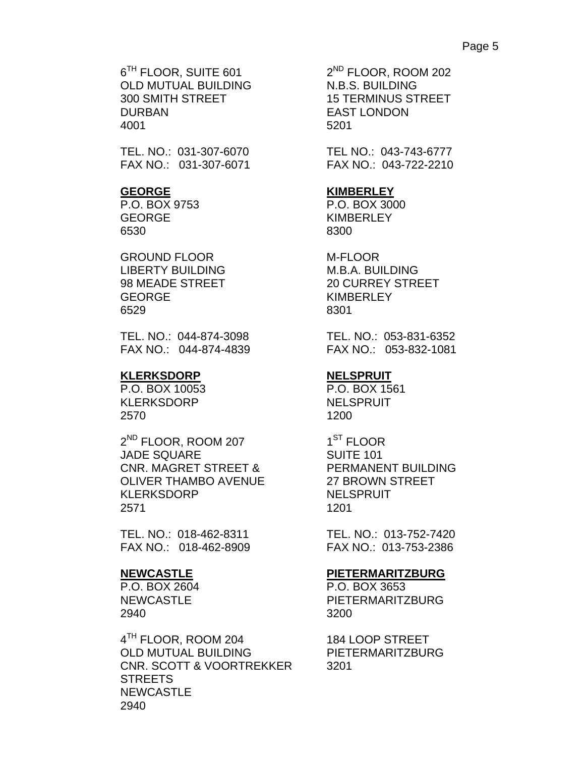6[TH] FLOOR, SUITE 601
OLD MUTUAL BUILDING
300 SMITH STREET
DURBAN
4001

TEL. NO.: 031-307-6070
FAX NO.: 031-307-6071

2[ND] FLOOR, ROOM 202
N.B.S. BUILDING
15 TERMINUS STREET
EAST LONDON
5201

TEL NO.: 043-743-6777
FAX NO.: 043-722-2210

**GEORGE**

P.O. BOX 9753
GEORGE
6530

GROUND FLOOR
LIBERTY BUILDING
98 MEADE STREET
GEORGE
6529

TEL. NO.: 044-874-3098
FAX NO.: 044-874-4839

**KIMBERLEY**

P.O. BOX 3000
KIMBERLEY
8300

M-FLOOR
M.B.A. BUILDING
20 CURREY STREET
KIMBERLEY
8301

TEL. NO.: 053-831-6352
FAX NO.: 053-832-1081

**KLERKSDORP**

P.O. BOX 10053
KLERKSDORP
2570

2[ND] FLOOR, ROOM 207
JADE SQUARE
CNR. MAGRET STREET &
OLIVER THAMBO AVENUE
KLERKSDORP
2571

TEL. NO.: 018-462-8311
FAX NO.: 018-462-8909

**NELSPRUIT**

P.O. BOX 1561
NELSPRUIT
1200

1[ST] FLOOR
SUITE 101
PERMANENT BUILDING
27 BROWN STREET
NELSPRUIT
1201

TEL. NO.: 013-752-7420
FAX NO.: 013-753-2386

**NEWCASTLE**

P.O. BOX 2604
NEWCASTLE
2940

4[TH] FLOOR, ROOM 204
OLD MUTUAL BUILDING
CNR. SCOTT & VOORTREKKER
STREETS
NEWCASTLE
2940

**PIETERMARITZBURG**

P.O. BOX 3653
PIETERMARITZBURG
3200

184 LOOP STREET
PIETERMARITZBURG
3201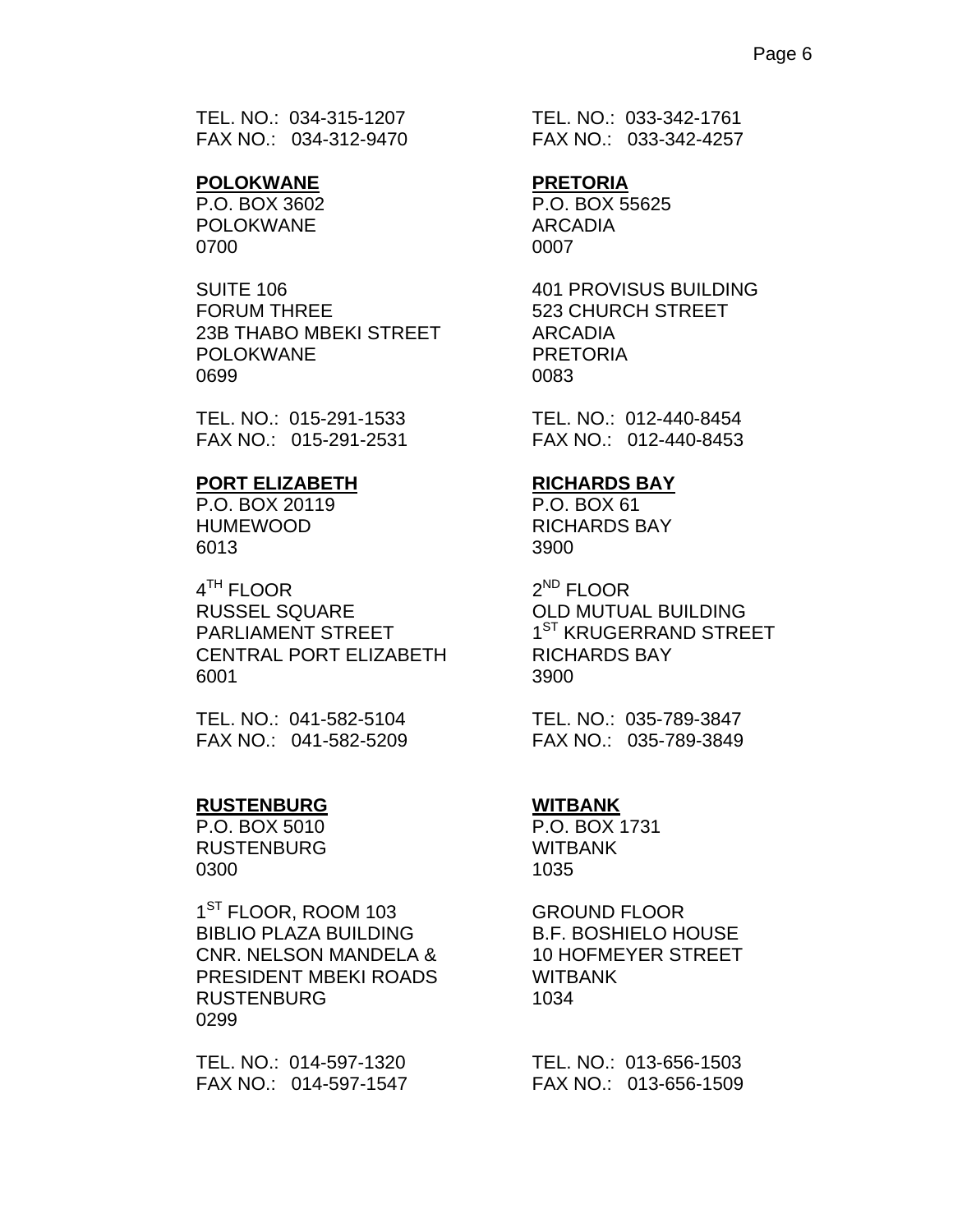TEL. NO.: 034-315-1207
FAX NO.: 034-312-9470

TEL. NO.: 033-342-1761
FAX NO.: 033-342-4257

**POLOKWANE**

P.O. BOX 3602
POLOKWANE
0700

SUITE 106
FORUM THREE
23B THABO MBEKI STREET
POLOKWANE
0699

TEL. NO.: 015-291-1533
FAX NO.: 015-291-2531

**PRETORIA**

P.O. BOX 55625
ARCADIA
0007

401 PROVISUS BUILDING
523 CHURCH STREET
ARCADIA
PRETORIA
0083

TEL. NO.: 012-440-8454
FAX NO.: 012-440-8453

**PORT ELIZABETH**

P.O. BOX 20119
HUMEWOOD
6013

4TH FLOOR
RUSSEL SQUARE
PARLIAMENT STREET
CENTRAL PORT ELIZABETH
6001

TEL. NO.: 041-582-5104
FAX NO.: 041-582-5209

**RICHARDS BAY**

P.O. BOX 61
RICHARDS BAY
3900

2ND FLOOR
OLD MUTUAL BUILDING
1ST KRUGERRAND STREET
RICHARDS BAY
3900

TEL. NO.: 035-789-3847
FAX NO.: 035-789-3849

**RUSTENBURG**

P.O. BOX 5010
RUSTENBURG
0300

1ST FLOOR, ROOM 103
BIBLIO PLAZA BUILDING
CNR. NELSON MANDELA &
PRESIDENT MBEKI ROADS
RUSTENBURG
0299

TEL. NO.: 014-597-1320
FAX NO.: 014-597-1547

**WITBANK**

P.O. BOX 1731
WITBANK
1035

GROUND FLOOR
B.F. BOSHIELO HOUSE
10 HOFMEYER STREET
WITBANK
1034

TEL. NO.: 013-656-1503
FAX NO.: 013-656-1509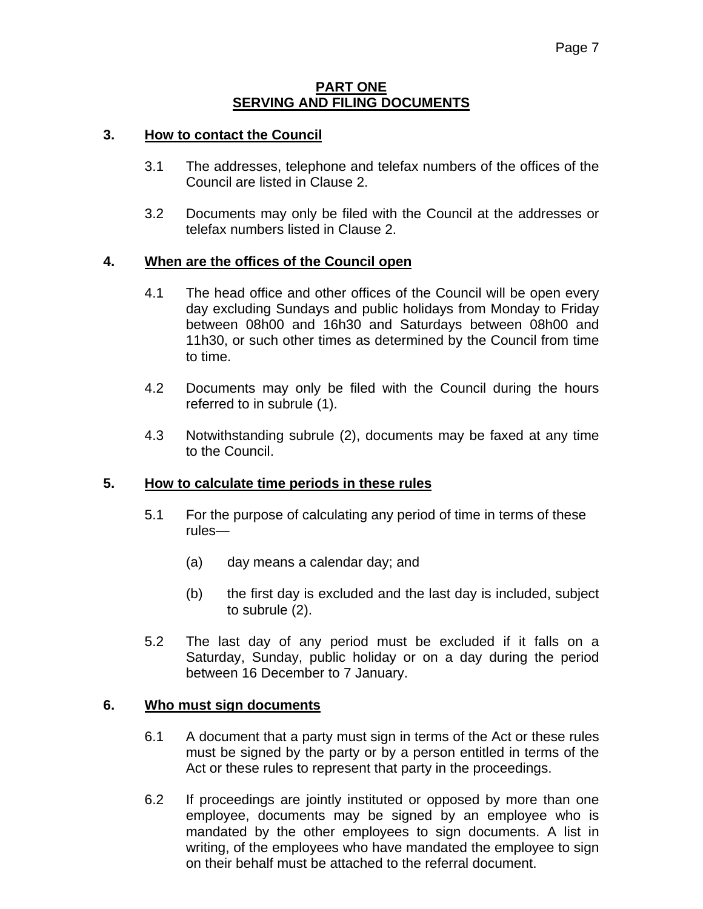## PART ONE
## SERVING AND FILING DOCUMENTS

### 3. How to contact the Council

3.1 The addresses, telephone and telefax numbers of the offices of the Council are listed in Clause 2.

3.2 Documents may only be filed with the Council at the addresses or telefax numbers listed in Clause 2.

### 4. When are the offices of the Council open

4.1 The head office and other offices of the Council will be open every day excluding Sundays and public holidays from Monday to Friday between 08h00 and 16h30 and Saturdays between 08h00 and 11h30, or such other times as determined by the Council from time to time.

4.2 Documents may only be filed with the Council during the hours referred to in subrule (1).

4.3 Notwithstanding subrule (2), documents may be faxed at any time to the Council.

### 5. How to calculate time periods in these rules

5.1 For the purpose of calculating any period of time in terms of these rules—

(a) day means a calendar day; and

(b) the first day is excluded and the last day is included, subject to subrule (2).

5.2 The last day of any period must be excluded if it falls on a Saturday, Sunday, public holiday or on a day during the period between 16 December to 7 January.

### 6. Who must sign documents

6.1 A document that a party must sign in terms of the Act or these rules must be signed by the party or by a person entitled in terms of the Act or these rules to represent that party in the proceedings.

6.2 If proceedings are jointly instituted or opposed by more than one employee, documents may be signed by an employee who is mandated by the other employees to sign documents. A list in writing, of the employees who have mandated the employee to sign on their behalf must be attached to the referral document.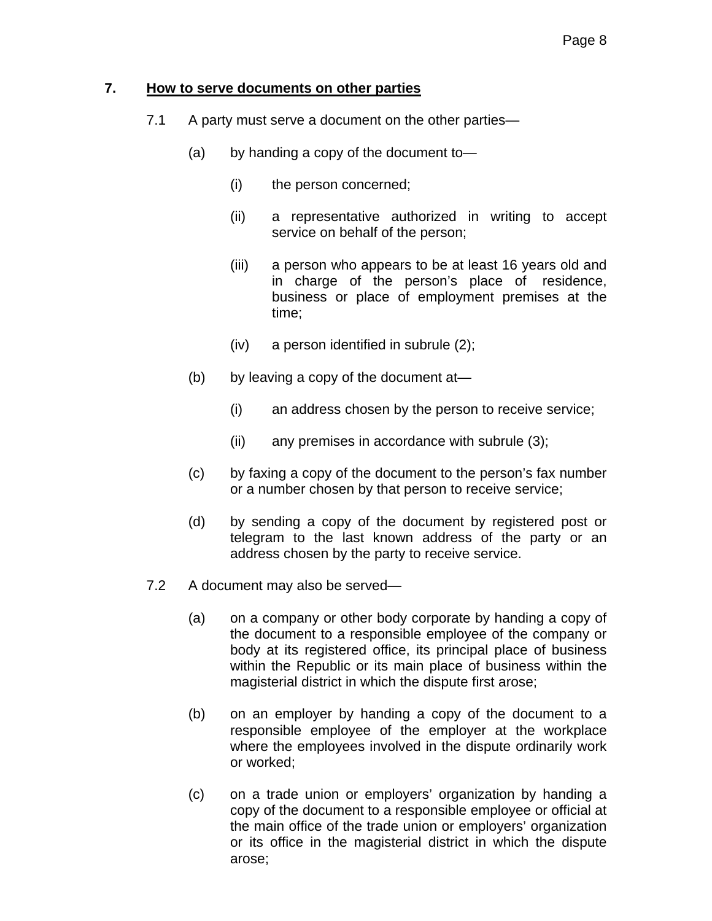## 7. How to serve documents on other parties

7.1 A party must serve a document on the other parties—

- (a) by handing a copy of the document to—
  - (i) the person concerned;
  - (ii) a representative authorized in writing to accept service on behalf of the person;
  - (iii) a person who appears to be at least 16 years old and in charge of the person's place of residence, business or place of employment premises at the time;
  - (iv) a person identified in subrule (2);
- (b) by leaving a copy of the document at—
  - (i) an address chosen by the person to receive service;
  - (ii) any premises in accordance with subrule (3);
- (c) by faxing a copy of the document to the person's fax number or a number chosen by that person to receive service;
- (d) by sending a copy of the document by registered post or telegram to the last known address of the party or an address chosen by the party to receive service.

7.2 A document may also be served—

- (a) on a company or other body corporate by handing a copy of the document to a responsible employee of the company or body at its registered office, its principal place of business within the Republic or its main place of business within the magisterial district in which the dispute first arose;
- (b) on an employer by handing a copy of the document to a responsible employee of the employer at the workplace where the employees involved in the dispute ordinarily work or worked;
- (c) on a trade union or employers' organization by handing a copy of the document to a responsible employee or official at the main office of the trade union or employers' organization or its office in the magisterial district in which the dispute arose;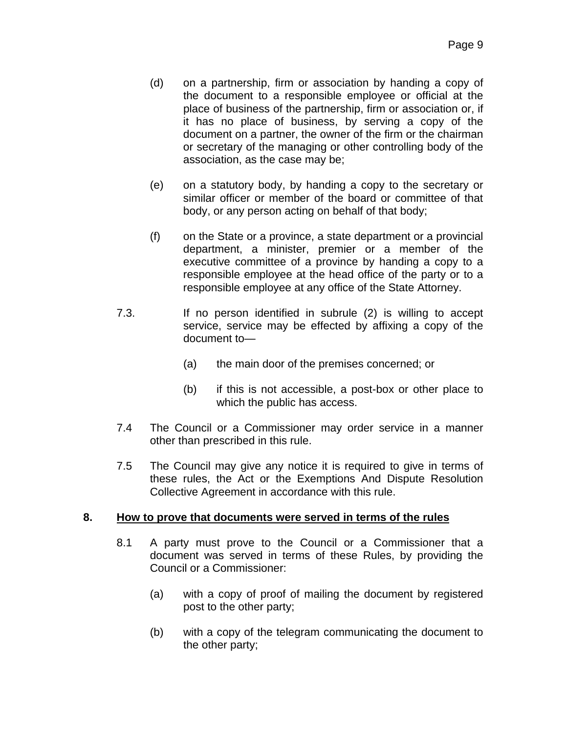(d) on a partnership, firm or association by handing a copy of the document to a responsible employee or official at the place of business of the partnership, firm or association or, if it has no place of business, by serving a copy of the document on a partner, the owner of the firm or the chairman or secretary of the managing or other controlling body of the association, as the case may be;

(e) on a statutory body, by handing a copy to the secretary or similar officer or member of the board or committee of that body, or any person acting on behalf of that body;

(f) on the State or a province, a state department or a provincial department, a minister, premier or a member of the executive committee of a province by handing a copy to a responsible employee at the head office of the party or to a responsible employee at any office of the State Attorney.

7.3. If no person identified in subrule (2) is willing to accept service, service may be effected by affixing a copy of the document to—

(a) the main door of the premises concerned; or

(b) if this is not accessible, a post-box or other place to which the public has access.

7.4 The Council or a Commissioner may order service in a manner other than prescribed in this rule.

7.5 The Council may give any notice it is required to give in terms of these rules, the Act or the Exemptions And Dispute Resolution Collective Agreement in accordance with this rule.

## 8. How to prove that documents were served in terms of the rules

8.1 A party must prove to the Council or a Commissioner that a document was served in terms of these Rules, by providing the Council or a Commissioner:

(a) with a copy of proof of mailing the document by registered post to the other party;

(b) with a copy of the telegram communicating the document to the other party;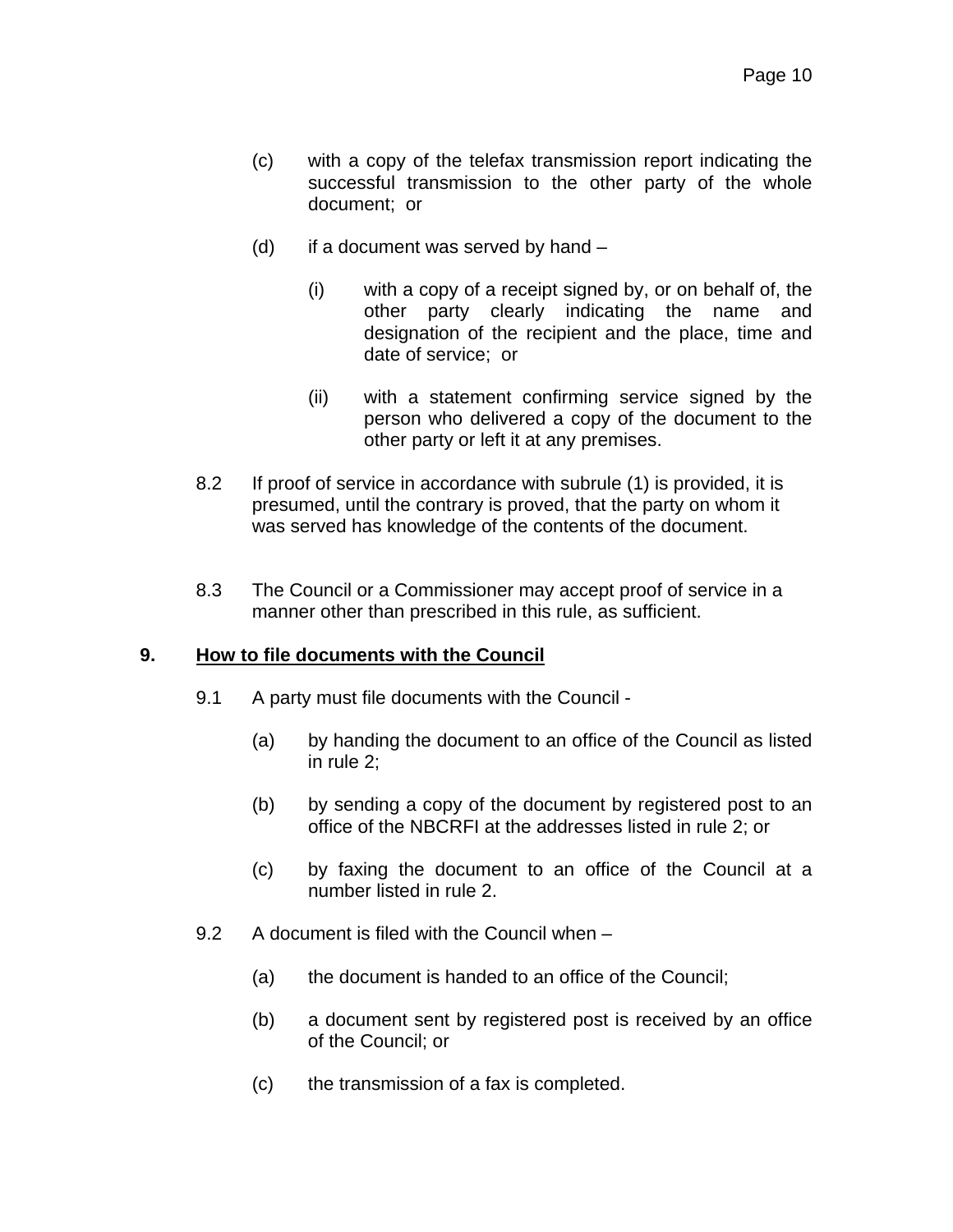(c) with a copy of the telefax transmission report indicating the successful transmission to the other party of the whole document; or

(d) if a document was served by hand –

(i) with a copy of a receipt signed by, or on behalf of, the other party clearly indicating the name and designation of the recipient and the place, time and date of service; or

(ii) with a statement confirming service signed by the person who delivered a copy of the document to the other party or left it at any premises.

8.2 If proof of service in accordance with subrule (1) is provided, it is presumed, until the contrary is proved, that the party on whom it was served has knowledge of the contents of the document.

8.3 The Council or a Commissioner may accept proof of service in a manner other than prescribed in this rule, as sufficient.

## 9. How to file documents with the Council

9.1 A party must file documents with the Council -

(a) by handing the document to an office of the Council as listed in rule 2;

(b) by sending a copy of the document by registered post to an office of the NBCRFI at the addresses listed in rule 2; or

(c) by faxing the document to an office of the Council at a number listed in rule 2.

9.2 A document is filed with the Council when –

(a) the document is handed to an office of the Council;

(b) a document sent by registered post is received by an office of the Council; or

(c) the transmission of a fax is completed.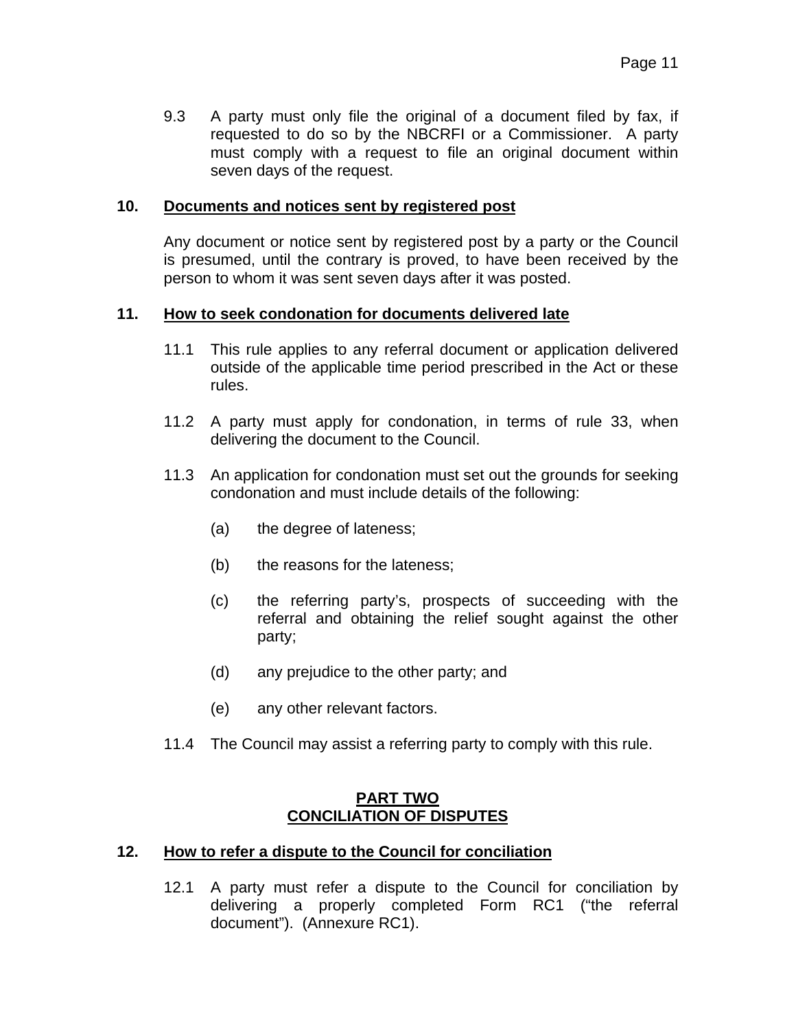9.3 A party must only file the original of a document filed by fax, if requested to do so by the NBCRFI or a Commissioner. A party must comply with a request to file an original document within seven days of the request.

## 10. Documents and notices sent by registered post

Any document or notice sent by registered post by a party or the Council is presumed, until the contrary is proved, to have been received by the person to whom it was sent seven days after it was posted.

## 11. How to seek condonation for documents delivered late

11.1 This rule applies to any referral document or application delivered outside of the applicable time period prescribed in the Act or these rules.

11.2 A party must apply for condonation, in terms of rule 33, when delivering the document to the Council.

11.3 An application for condonation must set out the grounds for seeking condonation and must include details of the following:

(a) the degree of lateness;

(b) the reasons for the lateness;

(c) the referring party's, prospects of succeeding with the referral and obtaining the relief sought against the other party;

(d) any prejudice to the other party; and

(e) any other relevant factors.

11.4 The Council may assist a referring party to comply with this rule.

# PART TWO
# CONCILIATION OF DISPUTES

## 12. How to refer a dispute to the Council for conciliation

12.1 A party must refer a dispute to the Council for conciliation by delivering a properly completed Form RC1 ("the referral document"). (Annexure RC1).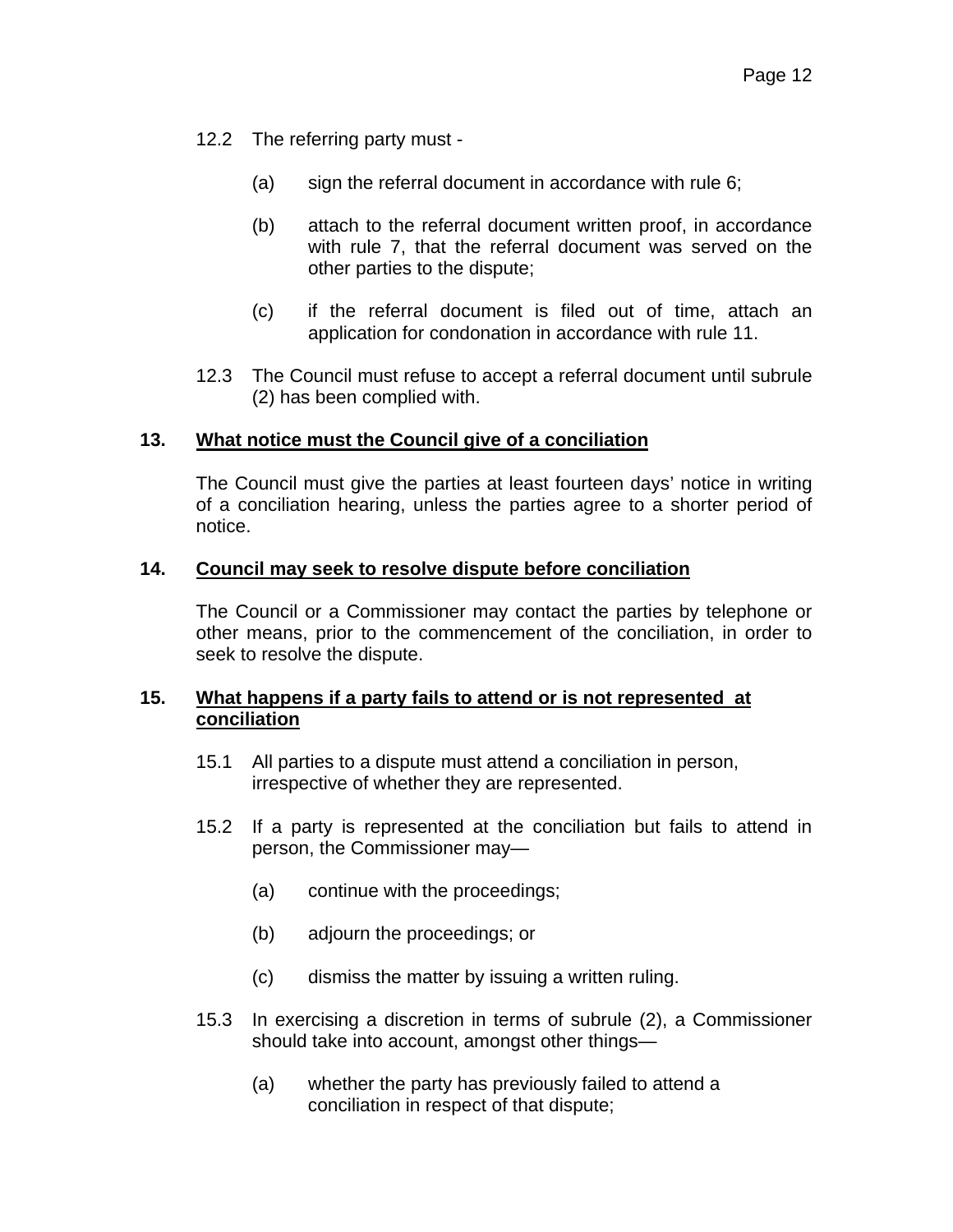12.2 The referring party must -

(a) sign the referral document in accordance with rule 6;

(b) attach to the referral document written proof, in accordance with rule 7, that the referral document was served on the other parties to the dispute;

(c) if the referral document is filed out of time, attach an application for condonation in accordance with rule 11.

12.3 The Council must refuse to accept a referral document until subrule (2) has been complied with.

## 13. What notice must the Council give of a conciliation

The Council must give the parties at least fourteen days' notice in writing of a conciliation hearing, unless the parties agree to a shorter period of notice.

## 14. Council may seek to resolve dispute before conciliation

The Council or a Commissioner may contact the parties by telephone or other means, prior to the commencement of the conciliation, in order to seek to resolve the dispute.

## 15. What happens if a party fails to attend or is not represented at conciliation

15.1 All parties to a dispute must attend a conciliation in person, irrespective of whether they are represented.

15.2 If a party is represented at the conciliation but fails to attend in person, the Commissioner may—

(a) continue with the proceedings;

(b) adjourn the proceedings; or

(c) dismiss the matter by issuing a written ruling.

15.3 In exercising a discretion in terms of subrule (2), a Commissioner should take into account, amongst other things—

(a) whether the party has previously failed to attend a conciliation in respect of that dispute;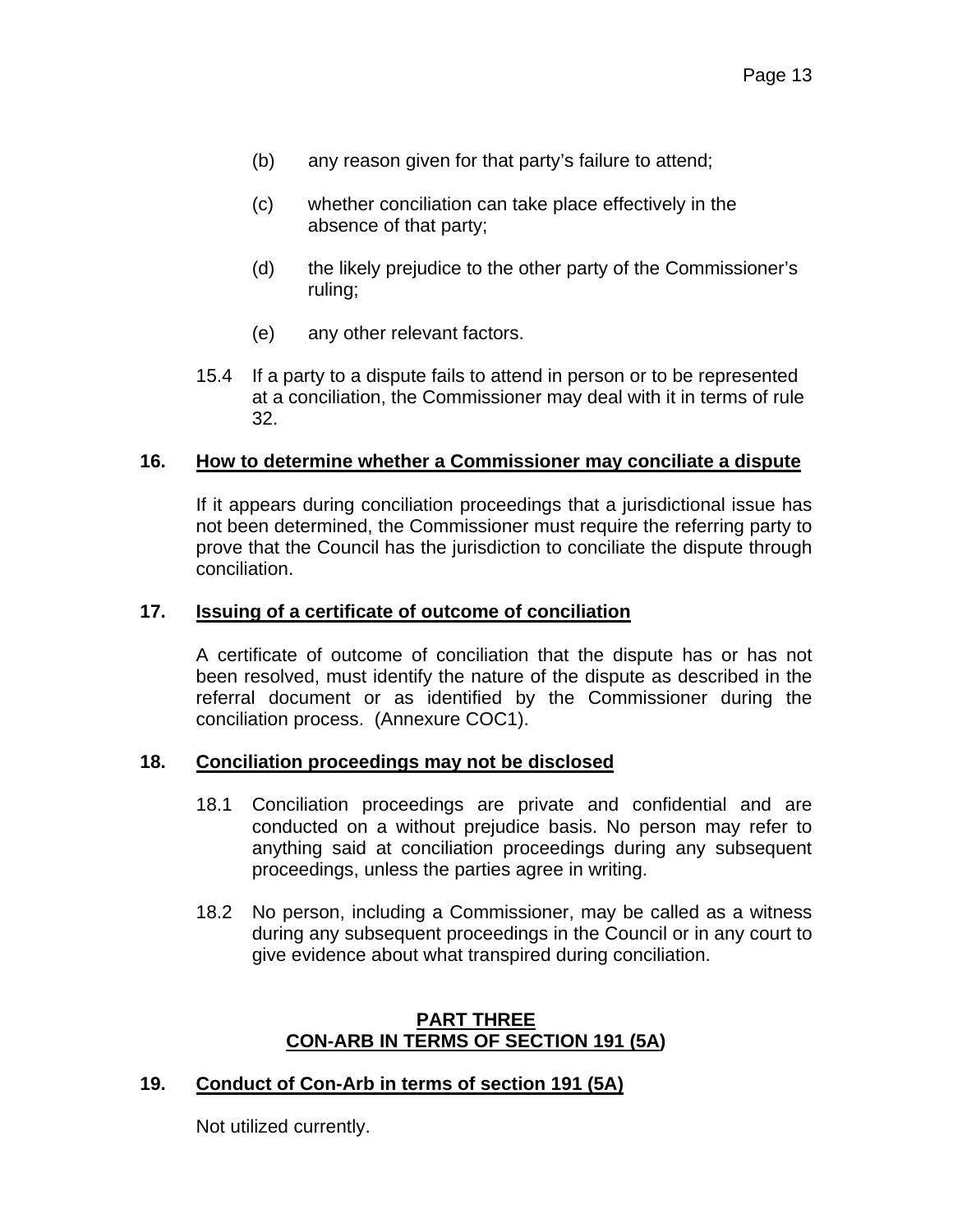(b) any reason given for that party's failure to attend;

(c) whether conciliation can take place effectively in the absence of that party;

(d) the likely prejudice to the other party of the Commissioner's ruling;

(e) any other relevant factors.

15.4 If a party to a dispute fails to attend in person or to be represented at a conciliation, the Commissioner may deal with it in terms of rule 32.

## 16. How to determine whether a Commissioner may conciliate a dispute

If it appears during conciliation proceedings that a jurisdictional issue has not been determined, the Commissioner must require the referring party to prove that the Council has the jurisdiction to conciliate the dispute through conciliation.

## 17. Issuing of a certificate of outcome of conciliation

A certificate of outcome of conciliation that the dispute has or has not been resolved, must identify the nature of the dispute as described in the referral document or as identified by the Commissioner during the conciliation process. (Annexure COC1).

## 18. Conciliation proceedings may not be disclosed

18.1 Conciliation proceedings are private and confidential and are conducted on a without prejudice basis. No person may refer to anything said at conciliation proceedings during any subsequent proceedings, unless the parties agree in writing.

18.2 No person, including a Commissioner, may be called as a witness during any subsequent proceedings in the Council or in any court to give evidence about what transpired during conciliation.

# PART THREE
# CON-ARB IN TERMS OF SECTION 191 (5A)

## 19. Conduct of Con-Arb in terms of section 191 (5A)

Not utilized currently.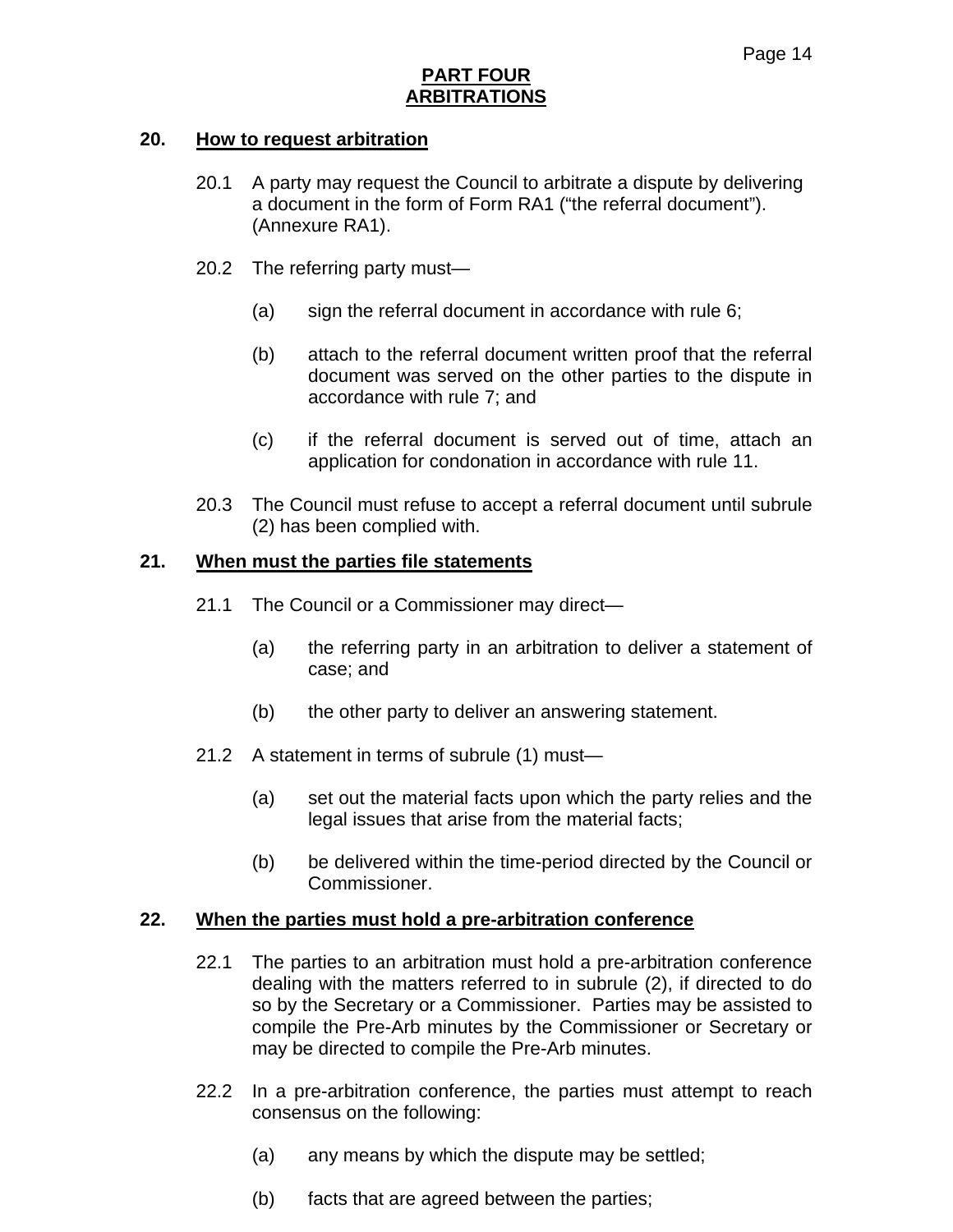# PART FOUR
# ARBITRATIONS

## 20. How to request arbitration

20.1 A party may request the Council to arbitrate a dispute by delivering a document in the form of Form RA1 ("the referral document"). (Annexure RA1).

20.2 The referring party must—

(a) sign the referral document in accordance with rule 6;

(b) attach to the referral document written proof that the referral document was served on the other parties to the dispute in accordance with rule 7; and

(c) if the referral document is served out of time, attach an application for condonation in accordance with rule 11.

20.3 The Council must refuse to accept a referral document until subrule (2) has been complied with.

## 21. When must the parties file statements

21.1 The Council or a Commissioner may direct—

(a) the referring party in an arbitration to deliver a statement of case; and

(b) the other party to deliver an answering statement.

21.2 A statement in terms of subrule (1) must—

(a) set out the material facts upon which the party relies and the legal issues that arise from the material facts;

(b) be delivered within the time-period directed by the Council or Commissioner.

## 22. When the parties must hold a pre-arbitration conference

22.1 The parties to an arbitration must hold a pre-arbitration conference dealing with the matters referred to in subrule (2), if directed to do so by the Secretary or a Commissioner. Parties may be assisted to compile the Pre-Arb minutes by the Commissioner or Secretary or may be directed to compile the Pre-Arb minutes.

22.2 In a pre-arbitration conference, the parties must attempt to reach consensus on the following:

(a) any means by which the dispute may be settled;

(b) facts that are agreed between the parties;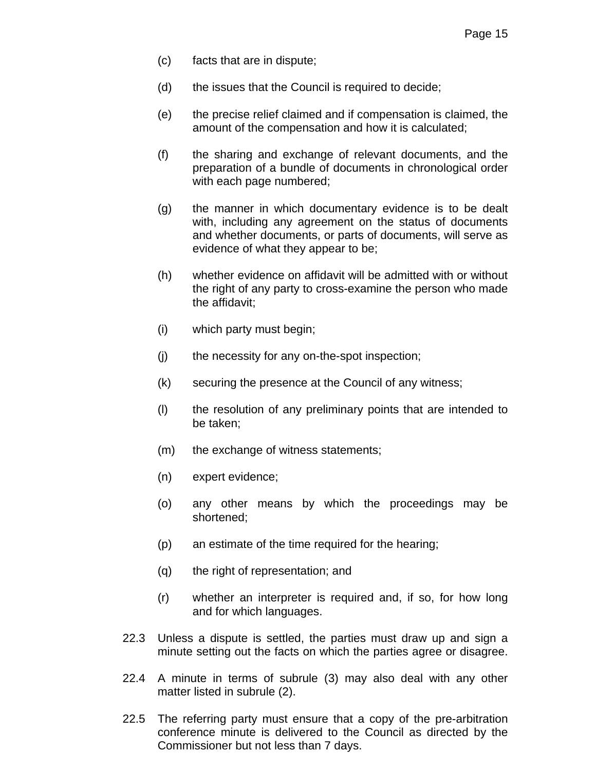(c) facts that are in dispute;

(d) the issues that the Council is required to decide;

(e) the precise relief claimed and if compensation is claimed, the amount of the compensation and how it is calculated;

(f) the sharing and exchange of relevant documents, and the preparation of a bundle of documents in chronological order with each page numbered;

(g) the manner in which documentary evidence is to be dealt with, including any agreement on the status of documents and whether documents, or parts of documents, will serve as evidence of what they appear to be;

(h) whether evidence on affidavit will be admitted with or without the right of any party to cross-examine the person who made the affidavit;

(i) which party must begin;

(j) the necessity for any on-the-spot inspection;

(k) securing the presence at the Council of any witness;

(l) the resolution of any preliminary points that are intended to be taken;

(m) the exchange of witness statements;

(n) expert evidence;

(o) any other means by which the proceedings may be shortened;

(p) an estimate of the time required for the hearing;

(q) the right of representation; and

(r) whether an interpreter is required and, if so, for how long and for which languages.

22.3 Unless a dispute is settled, the parties must draw up and sign a minute setting out the facts on which the parties agree or disagree.

22.4 A minute in terms of subrule (3) may also deal with any other matter listed in subrule (2).

22.5 The referring party must ensure that a copy of the pre-arbitration conference minute is delivered to the Council as directed by the Commissioner but not less than 7 days.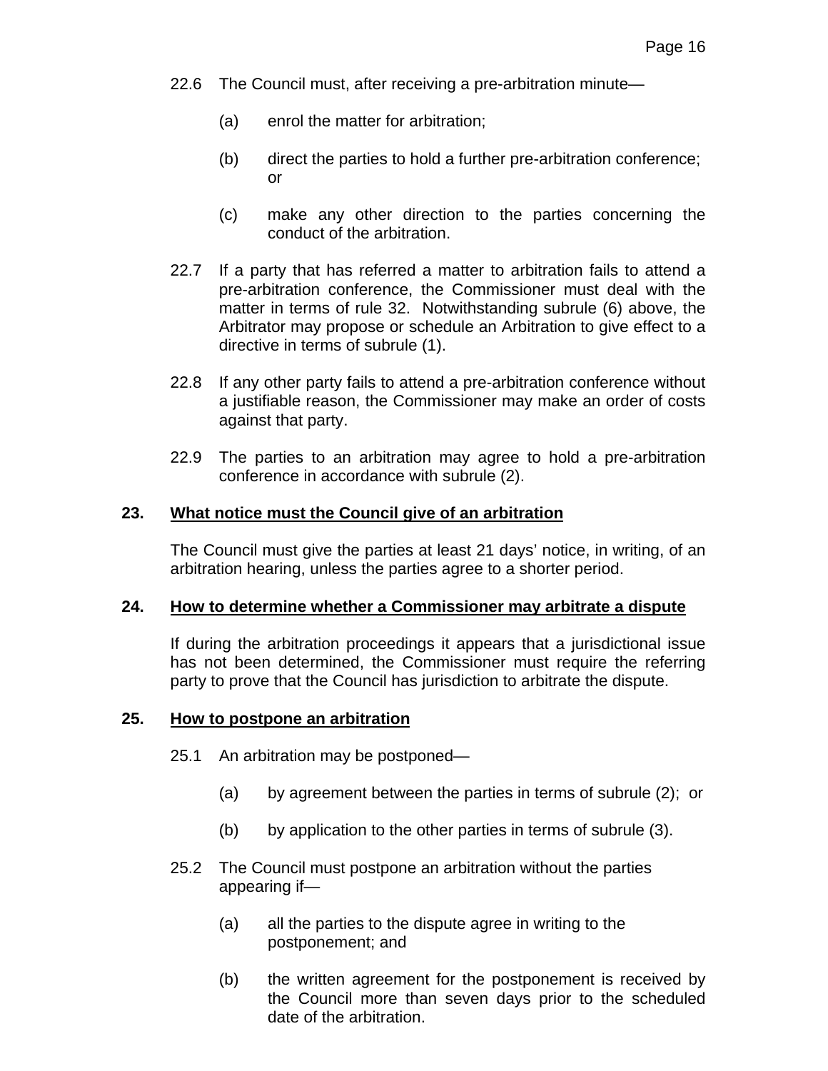22.6 The Council must, after receiving a pre-arbitration minute—

(a) enrol the matter for arbitration;

(b) direct the parties to hold a further pre-arbitration conference; or

(c) make any other direction to the parties concerning the conduct of the arbitration.

22.7 If a party that has referred a matter to arbitration fails to attend a pre-arbitration conference, the Commissioner must deal with the matter in terms of rule 32. Notwithstanding subrule (6) above, the Arbitrator may propose or schedule an Arbitration to give effect to a directive in terms of subrule (1).

22.8 If any other party fails to attend a pre-arbitration conference without a justifiable reason, the Commissioner may make an order of costs against that party.

22.9 The parties to an arbitration may agree to hold a pre-arbitration conference in accordance with subrule (2).

## 23. What notice must the Council give of an arbitration

The Council must give the parties at least 21 days' notice, in writing, of an arbitration hearing, unless the parties agree to a shorter period.

## 24. How to determine whether a Commissioner may arbitrate a dispute

If during the arbitration proceedings it appears that a jurisdictional issue has not been determined, the Commissioner must require the referring party to prove that the Council has jurisdiction to arbitrate the dispute.

## 25. How to postpone an arbitration

25.1 An arbitration may be postponed—

(a) by agreement between the parties in terms of subrule (2); or

(b) by application to the other parties in terms of subrule (3).

25.2 The Council must postpone an arbitration without the parties appearing if—

(a) all the parties to the dispute agree in writing to the postponement; and

(b) the written agreement for the postponement is received by the Council more than seven days prior to the scheduled date of the arbitration.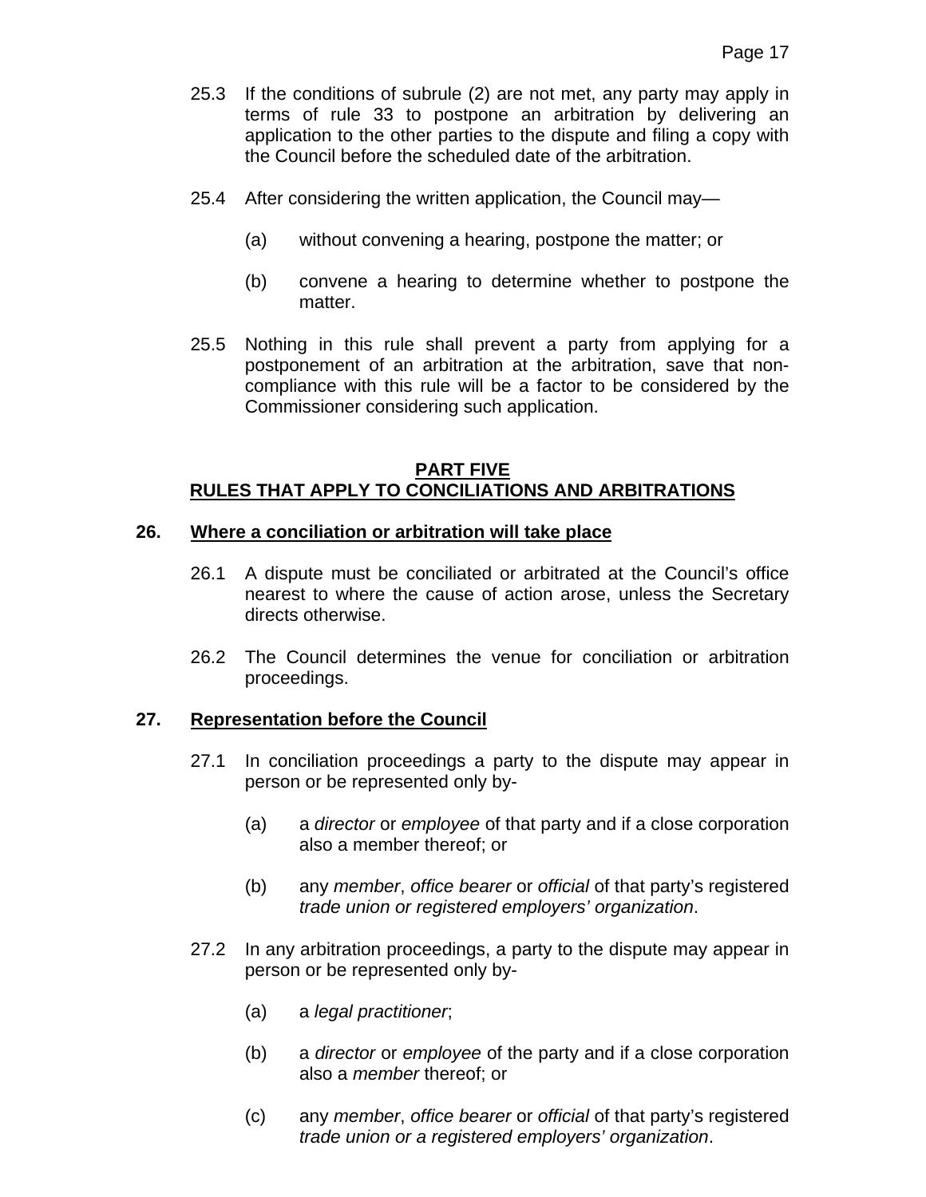25.3 If the conditions of subrule (2) are not met, any party may apply in terms of rule 33 to postpone an arbitration by delivering an application to the other parties to the dispute and filing a copy with the Council before the scheduled date of the arbitration.

25.4 After considering the written application, the Council may—

(a) without convening a hearing, postpone the matter; or

(b) convene a hearing to determine whether to postpone the matter.

25.5 Nothing in this rule shall prevent a party from applying for a postponement of an arbitration at the arbitration, save that non-compliance with this rule will be a factor to be considered by the Commissioner considering such application.

## PART FIVE
## RULES THAT APPLY TO CONCILIATIONS AND ARBITRATIONS

### 26. Where a conciliation or arbitration will take place

26.1 A dispute must be conciliated or arbitrated at the Council's office nearest to where the cause of action arose, unless the Secretary directs otherwise.

26.2 The Council determines the venue for conciliation or arbitration proceedings.

### 27. Representation before the Council

27.1 In conciliation proceedings a party to the dispute may appear in person or be represented only by-

(a) a *director* or *employee* of that party and if a close corporation also a member thereof; or

(b) any *member*, *office bearer* or *official* of that party's registered *trade union or registered employers' organization*.

27.2 In any arbitration proceedings, a party to the dispute may appear in person or be represented only by-

(a) a *legal practitioner*;

(b) a *director* or *employee* of the party and if a close corporation also a *member* thereof; or

(c) any *member*, *office bearer* or *official* of that party's registered *trade union or a registered employers' organization*.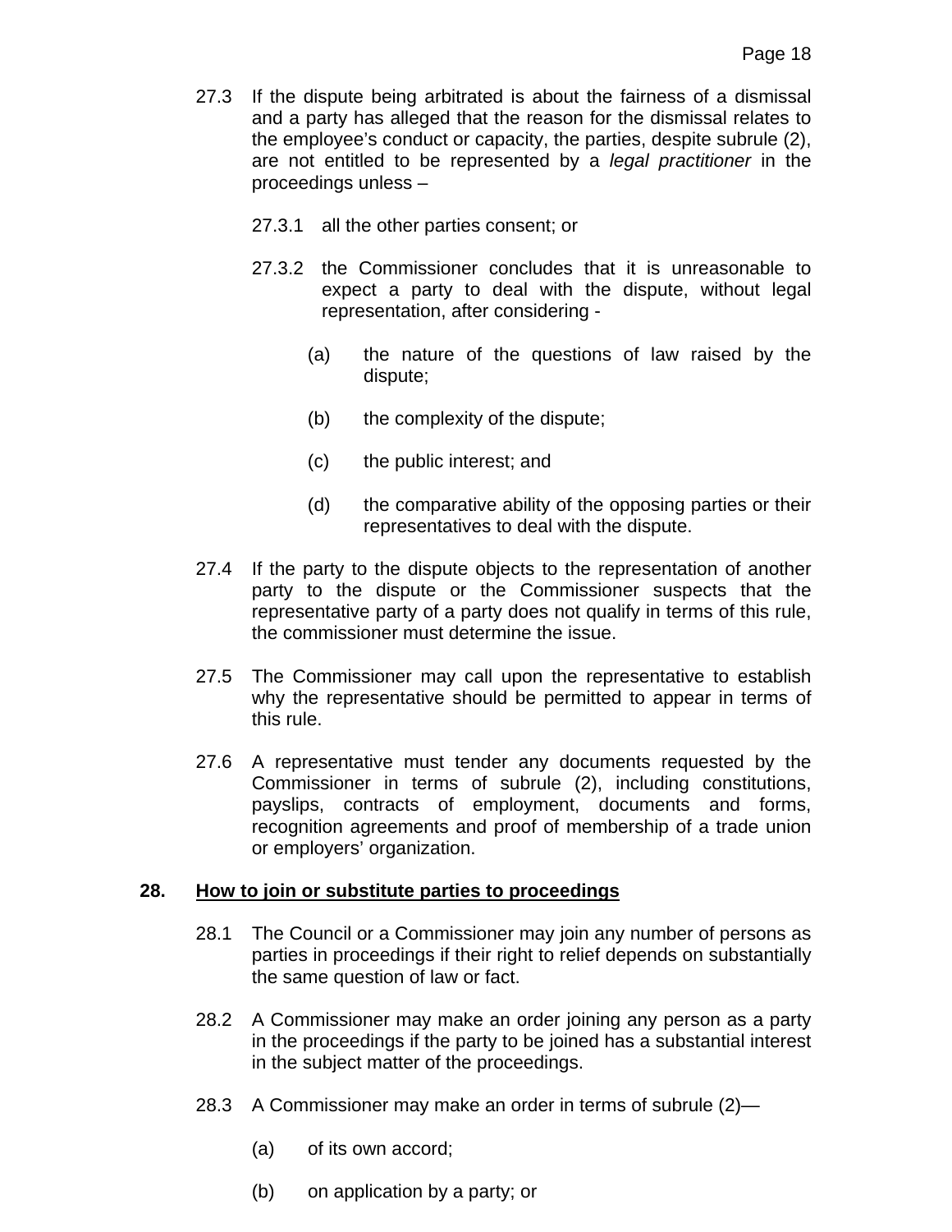27.3 If the dispute being arbitrated is about the fairness of a dismissal and a party has alleged that the reason for the dismissal relates to the employee's conduct or capacity, the parties, despite subrule (2), are not entitled to be represented by a *legal practitioner* in the proceedings unless –

27.3.1 all the other parties consent; or

27.3.2 the Commissioner concludes that it is unreasonable to expect a party to deal with the dispute, without legal representation, after considering -

(a) the nature of the questions of law raised by the dispute;

(b) the complexity of the dispute;

(c) the public interest; and

(d) the comparative ability of the opposing parties or their representatives to deal with the dispute.

27.4 If the party to the dispute objects to the representation of another party to the dispute or the Commissioner suspects that the representative party of a party does not qualify in terms of this rule, the commissioner must determine the issue.

27.5 The Commissioner may call upon the representative to establish why the representative should be permitted to appear in terms of this rule.

27.6 A representative must tender any documents requested by the Commissioner in terms of subrule (2), including constitutions, payslips, contracts of employment, documents and forms, recognition agreements and proof of membership of a trade union or employers' organization.

## 28. <u>How to join or substitute parties to proceedings</u>

28.1 The Council or a Commissioner may join any number of persons as parties in proceedings if their right to relief depends on substantially the same question of law or fact.

28.2 A Commissioner may make an order joining any person as a party in the proceedings if the party to be joined has a substantial interest in the subject matter of the proceedings.

28.3 A Commissioner may make an order in terms of subrule (2)—

(a) of its own accord;

(b) on application by a party; or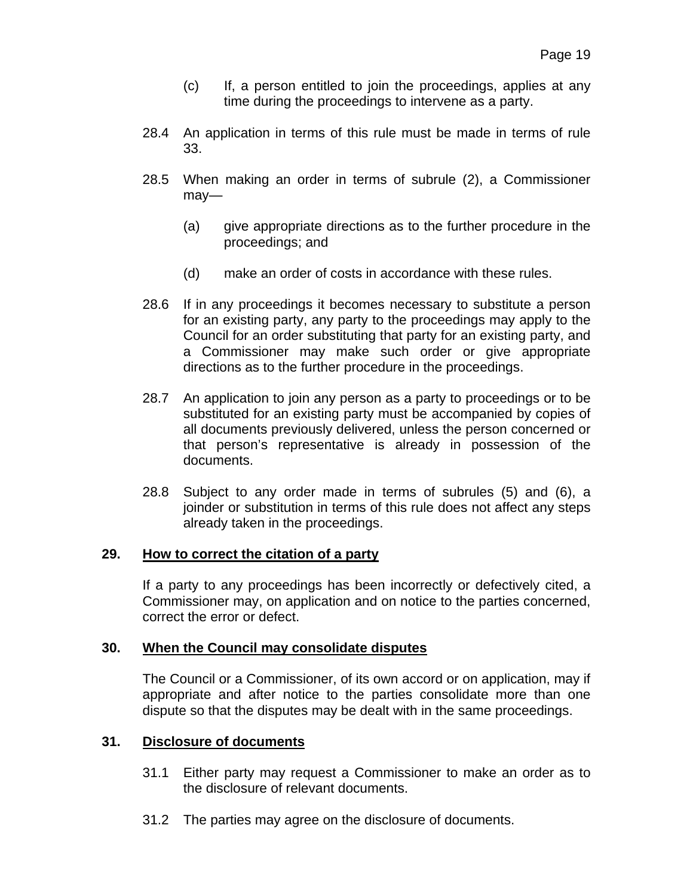(c) If, a person entitled to join the proceedings, applies at any time during the proceedings to intervene as a party.

28.4 An application in terms of this rule must be made in terms of rule 33.

28.5 When making an order in terms of subrule (2), a Commissioner may—

(a) give appropriate directions as to the further procedure in the proceedings; and

(d) make an order of costs in accordance with these rules.

28.6 If in any proceedings it becomes necessary to substitute a person for an existing party, any party to the proceedings may apply to the Council for an order substituting that party for an existing party, and a Commissioner may make such order or give appropriate directions as to the further procedure in the proceedings.

28.7 An application to join any person as a party to proceedings or to be substituted for an existing party must be accompanied by copies of all documents previously delivered, unless the person concerned or that person's representative is already in possession of the documents.

28.8 Subject to any order made in terms of subrules (5) and (6), a joinder or substitution in terms of this rule does not affect any steps already taken in the proceedings.

## 29. How to correct the citation of a party

If a party to any proceedings has been incorrectly or defectively cited, a Commissioner may, on application and on notice to the parties concerned, correct the error or defect.

## 30. When the Council may consolidate disputes

The Council or a Commissioner, of its own accord or on application, may if appropriate and after notice to the parties consolidate more than one dispute so that the disputes may be dealt with in the same proceedings.

## 31. Disclosure of documents

31.1 Either party may request a Commissioner to make an order as to the disclosure of relevant documents.

31.2 The parties may agree on the disclosure of documents.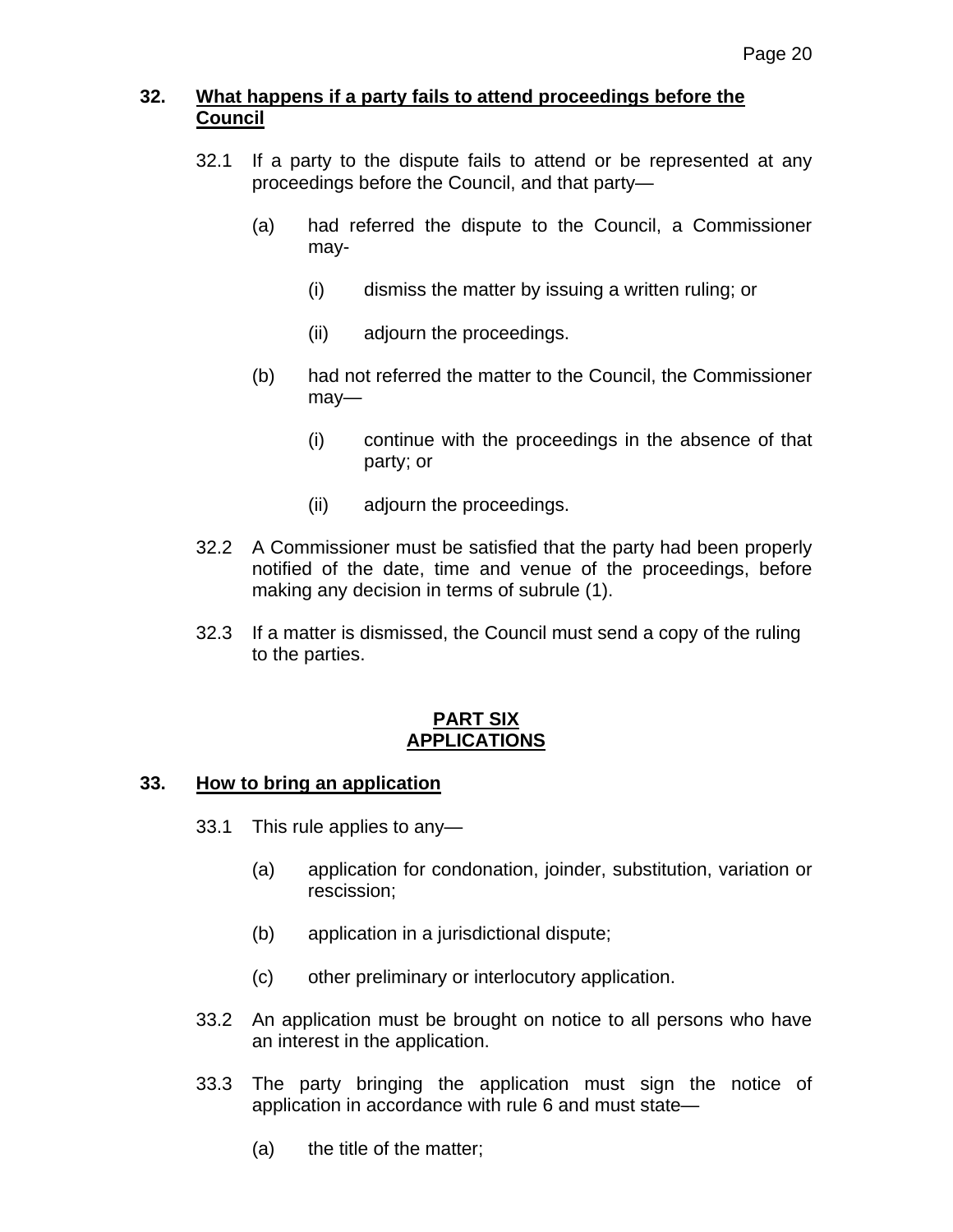## 32. What happens if a party fails to attend proceedings before the Council

32.1 If a party to the dispute fails to attend or be represented at any proceedings before the Council, and that party—

(a) had referred the dispute to the Council, a Commissioner may-

(i) dismiss the matter by issuing a written ruling; or

(ii) adjourn the proceedings.

(b) had not referred the matter to the Council, the Commissioner may—

(i) continue with the proceedings in the absence of that party; or

(ii) adjourn the proceedings.

32.2 A Commissioner must be satisfied that the party had been properly notified of the date, time and venue of the proceedings, before making any decision in terms of subrule (1).

32.3 If a matter is dismissed, the Council must send a copy of the ruling to the parties.

# PART SIX
# APPLICATIONS

## 33. How to bring an application

33.1 This rule applies to any—

(a) application for condonation, joinder, substitution, variation or rescission;

(b) application in a jurisdictional dispute;

(c) other preliminary or interlocutory application.

33.2 An application must be brought on notice to all persons who have an interest in the application.

33.3 The party bringing the application must sign the notice of application in accordance with rule 6 and must state—

(a) the title of the matter;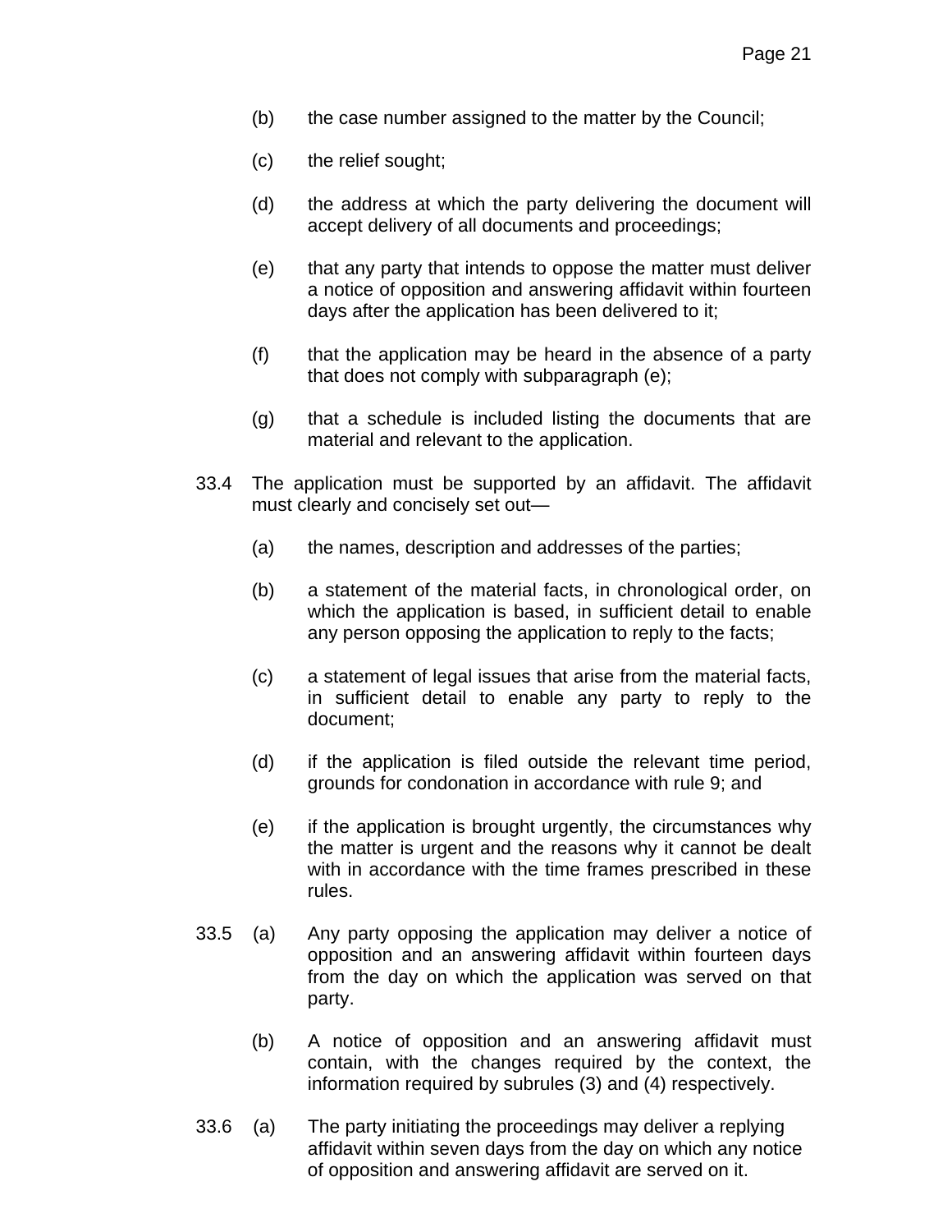(b) the case number assigned to the matter by the Council;

(c) the relief sought;

(d) the address at which the party delivering the document will accept delivery of all documents and proceedings;

(e) that any party that intends to oppose the matter must deliver a notice of opposition and answering affidavit within fourteen days after the application has been delivered to it;

(f) that the application may be heard in the absence of a party that does not comply with subparagraph (e);

(g) that a schedule is included listing the documents that are material and relevant to the application.

33.4 The application must be supported by an affidavit. The affidavit must clearly and concisely set out—

(a) the names, description and addresses of the parties;

(b) a statement of the material facts, in chronological order, on which the application is based, in sufficient detail to enable any person opposing the application to reply to the facts;

(c) a statement of legal issues that arise from the material facts, in sufficient detail to enable any party to reply to the document;

(d) if the application is filed outside the relevant time period, grounds for condonation in accordance with rule 9; and

(e) if the application is brought urgently, the circumstances why the matter is urgent and the reasons why it cannot be dealt with in accordance with the time frames prescribed in these rules.

33.5 (a) Any party opposing the application may deliver a notice of opposition and an answering affidavit within fourteen days from the day on which the application was served on that party.

(b) A notice of opposition and an answering affidavit must contain, with the changes required by the context, the information required by subrules (3) and (4) respectively.

33.6 (a) The party initiating the proceedings may deliver a replying affidavit within seven days from the day on which any notice of opposition and answering affidavit are served on it.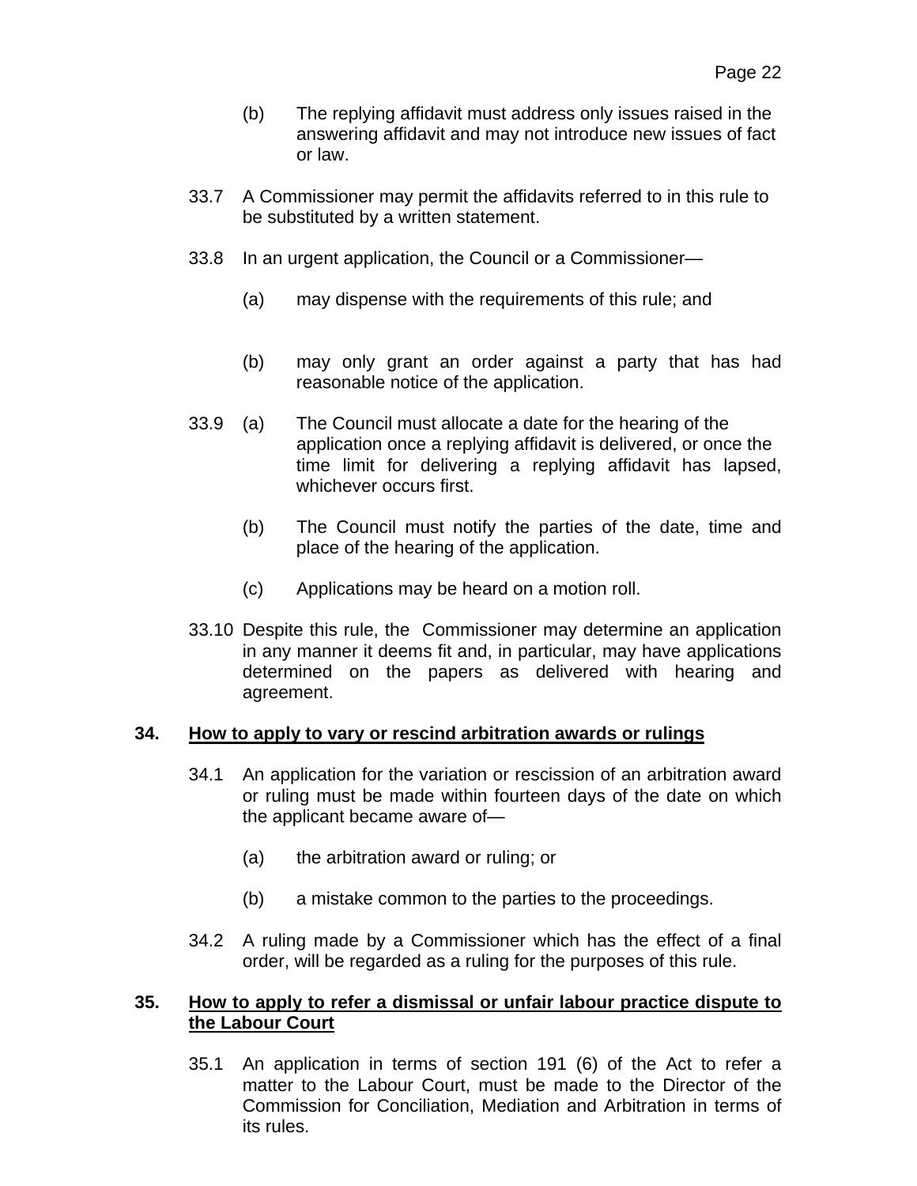(b) The replying affidavit must address only issues raised in the answering affidavit and may not introduce new issues of fact or law.

33.7 A Commissioner may permit the affidavits referred to in this rule to be substituted by a written statement.

33.8 In an urgent application, the Council or a Commissioner—

(a) may dispense with the requirements of this rule; and

(b) may only grant an order against a party that has had reasonable notice of the application.

33.9 (a) The Council must allocate a date for the hearing of the application once a replying affidavit is delivered, or once the time limit for delivering a replying affidavit has lapsed, whichever occurs first.

(b) The Council must notify the parties of the date, time and place of the hearing of the application.

(c) Applications may be heard on a motion roll.

33.10 Despite this rule, the Commissioner may determine an application in any manner it deems fit and, in particular, may have applications determined on the papers as delivered with hearing and agreement.

**34. How to apply to vary or rescind arbitration awards or rulings**

34.1 An application for the variation or rescission of an arbitration award or ruling must be made within fourteen days of the date on which the applicant became aware of—

(a) the arbitration award or ruling; or

(b) a mistake common to the parties to the proceedings.

34.2 A ruling made by a Commissioner which has the effect of a final order, will be regarded as a ruling for the purposes of this rule.

**35. How to apply to refer a dismissal or unfair labour practice dispute to the Labour Court**

35.1 An application in terms of section 191 (6) of the Act to refer a matter to the Labour Court, must be made to the Director of the Commission for Conciliation, Mediation and Arbitration in terms of its rules.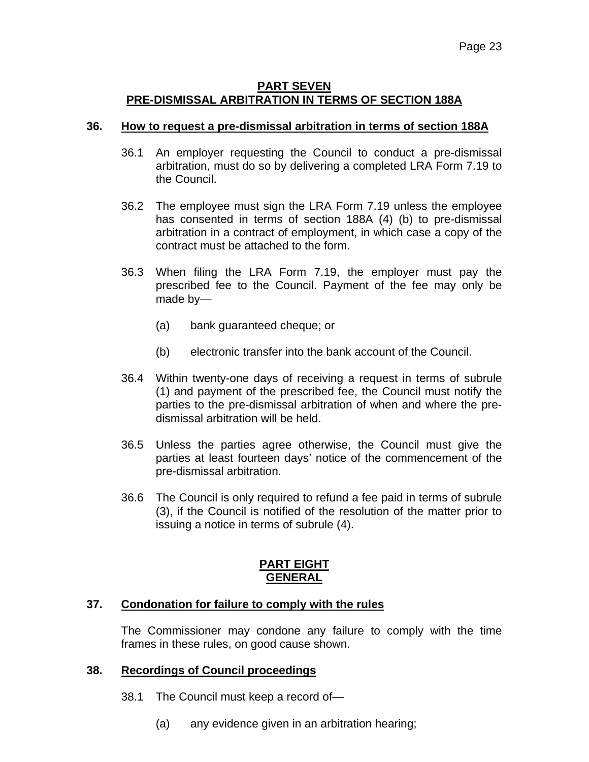## PART SEVEN
## PRE-DISMISSAL ARBITRATION IN TERMS OF SECTION 188A

### 36. How to request a pre-dismissal arbitration in terms of section 188A

36.1 An employer requesting the Council to conduct a pre-dismissal arbitration, must do so by delivering a completed LRA Form 7.19 to the Council.

36.2 The employee must sign the LRA Form 7.19 unless the employee has consented in terms of section 188A (4) (b) to pre-dismissal arbitration in a contract of employment, in which case a copy of the contract must be attached to the form.

36.3 When filing the LRA Form 7.19, the employer must pay the prescribed fee to the Council. Payment of the fee may only be made by—

(a) bank guaranteed cheque; or

(b) electronic transfer into the bank account of the Council.

36.4 Within twenty-one days of receiving a request in terms of subrule (1) and payment of the prescribed fee, the Council must notify the parties to the pre-dismissal arbitration of when and where the pre-dismissal arbitration will be held.

36.5 Unless the parties agree otherwise, the Council must give the parties at least fourteen days' notice of the commencement of the pre-dismissal arbitration.

36.6 The Council is only required to refund a fee paid in terms of subrule (3), if the Council is notified of the resolution of the matter prior to issuing a notice in terms of subrule (4).

## PART EIGHT
## GENERAL

### 37. Condonation for failure to comply with the rules

The Commissioner may condone any failure to comply with the time frames in these rules, on good cause shown.

### 38. Recordings of Council proceedings

38.1 The Council must keep a record of—

(a) any evidence given in an arbitration hearing;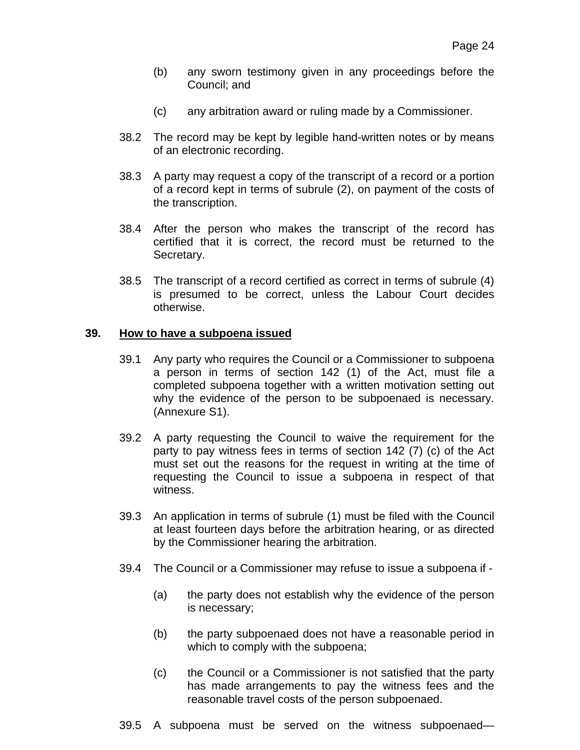(b) any sworn testimony given in any proceedings before the Council; and

(c) any arbitration award or ruling made by a Commissioner.

38.2 The record may be kept by legible hand-written notes or by means of an electronic recording.

38.3 A party may request a copy of the transcript of a record or a portion of a record kept in terms of subrule (2), on payment of the costs of the transcription.

38.4 After the person who makes the transcript of the record has certified that it is correct, the record must be returned to the Secretary.

38.5 The transcript of a record certified as correct in terms of subrule (4) is presumed to be correct, unless the Labour Court decides otherwise.

**39. <u>How to have a subpoena issued</u>**

39.1 Any party who requires the Council or a Commissioner to subpoena a person in terms of section 142 (1) of the Act, must file a completed subpoena together with a written motivation setting out why the evidence of the person to be subpoenaed is necessary. (Annexure S1).

39.2 A party requesting the Council to waive the requirement for the party to pay witness fees in terms of section 142 (7) (c) of the Act must set out the reasons for the request in writing at the time of requesting the Council to issue a subpoena in respect of that witness.

39.3 An application in terms of subrule (1) must be filed with the Council at least fourteen days before the arbitration hearing, or as directed by the Commissioner hearing the arbitration.

39.4 The Council or a Commissioner may refuse to issue a subpoena if -

(a) the party does not establish why the evidence of the person is necessary;

(b) the party subpoenaed does not have a reasonable period in which to comply with the subpoena;

(c) the Council or a Commissioner is not satisfied that the party has made arrangements to pay the witness fees and the reasonable travel costs of the person subpoenaed.

39.5 A subpoena must be served on the witness subpoenaed—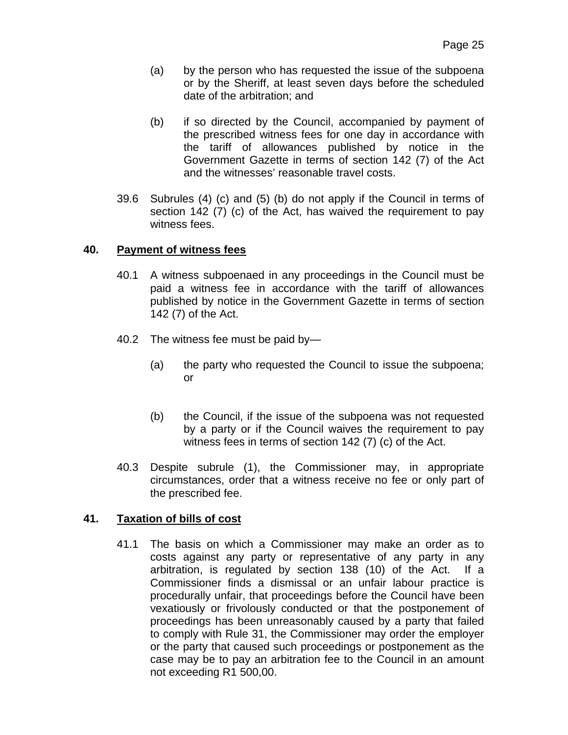(a) by the person who has requested the issue of the subpoena or by the Sheriff, at least seven days before the scheduled date of the arbitration; and

(b) if so directed by the Council, accompanied by payment of the prescribed witness fees for one day in accordance with the tariff of allowances published by notice in the Government Gazette in terms of section 142 (7) of the Act and the witnesses' reasonable travel costs.

39.6 Subrules (4) (c) and (5) (b) do not apply if the Council in terms of section 142 (7) (c) of the Act, has waived the requirement to pay witness fees.

## 40. Payment of witness fees

40.1 A witness subpoenaed in any proceedings in the Council must be paid a witness fee in accordance with the tariff of allowances published by notice in the Government Gazette in terms of section 142 (7) of the Act.

40.2 The witness fee must be paid by—

(a) the party who requested the Council to issue the subpoena; or

(b) the Council, if the issue of the subpoena was not requested by a party or if the Council waives the requirement to pay witness fees in terms of section 142 (7) (c) of the Act.

40.3 Despite subrule (1), the Commissioner may, in appropriate circumstances, order that a witness receive no fee or only part of the prescribed fee.

## 41. Taxation of bills of cost

41.1 The basis on which a Commissioner may make an order as to costs against any party or representative of any party in any arbitration, is regulated by section 138 (10) of the Act. If a Commissioner finds a dismissal or an unfair labour practice is procedurally unfair, that proceedings before the Council have been vexatiously or frivolously conducted or that the postponement of proceedings has been unreasonably caused by a party that failed to comply with Rule 31, the Commissioner may order the employer or the party that caused such proceedings or postponement as the case may be to pay an arbitration fee to the Council in an amount not exceeding R1 500,00.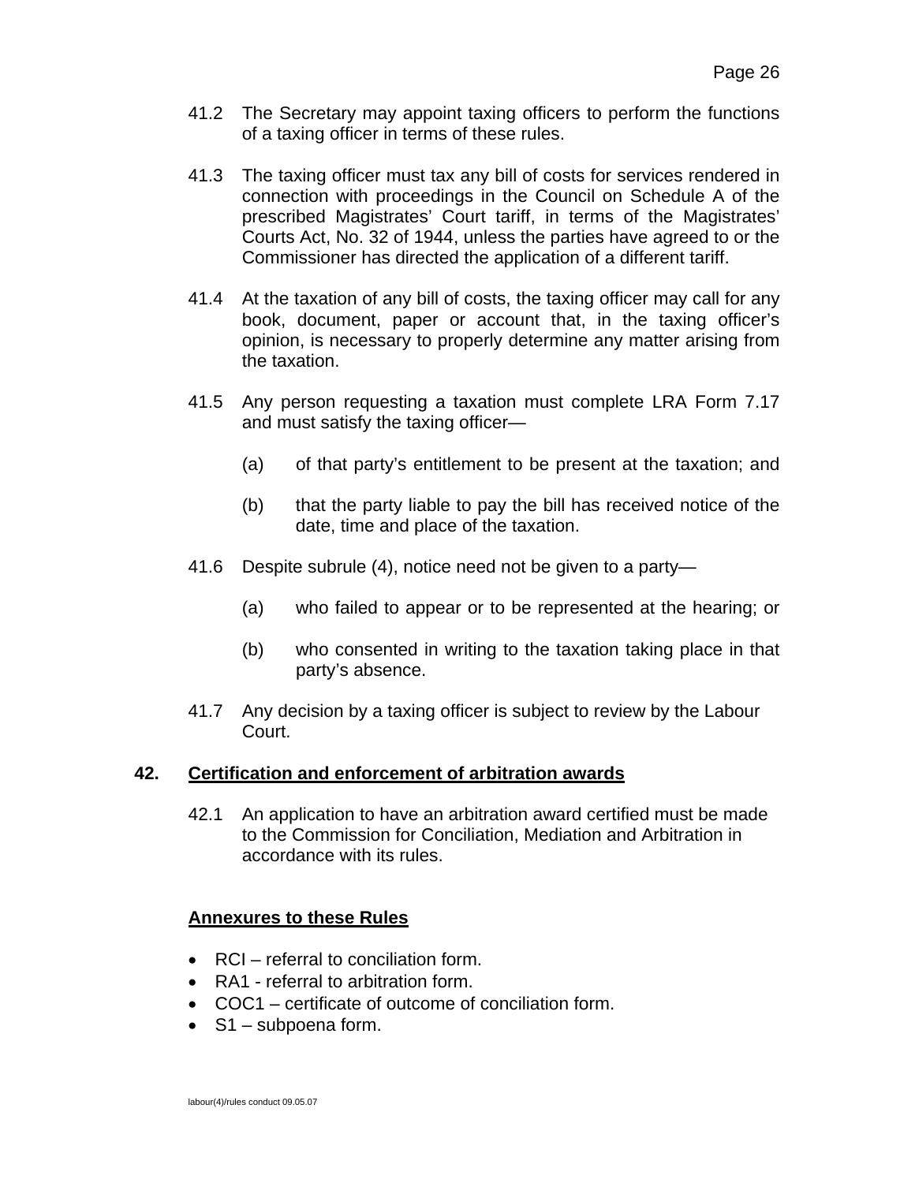41.2 The Secretary may appoint taxing officers to perform the functions of a taxing officer in terms of these rules.

41.3 The taxing officer must tax any bill of costs for services rendered in connection with proceedings in the Council on Schedule A of the prescribed Magistrates' Court tariff, in terms of the Magistrates' Courts Act, No. 32 of 1944, unless the parties have agreed to or the Commissioner has directed the application of a different tariff.

41.4 At the taxation of any bill of costs, the taxing officer may call for any book, document, paper or account that, in the taxing officer's opinion, is necessary to properly determine any matter arising from the taxation.

41.5 Any person requesting a taxation must complete LRA Form 7.17 and must satisfy the taxing officer—

(a) of that party's entitlement to be present at the taxation; and

(b) that the party liable to pay the bill has received notice of the date, time and place of the taxation.

41.6 Despite subrule (4), notice need not be given to a party—

(a) who failed to appear or to be represented at the hearing; or

(b) who consented in writing to the taxation taking place in that party's absence.

41.7 Any decision by a taxing officer is subject to review by the Labour Court.

## 42. Certification and enforcement of arbitration awards

42.1 An application to have an arbitration award certified must be made to the Commission for Conciliation, Mediation and Arbitration in accordance with its rules.

### Annexures to these Rules

- RCI – referral to conciliation form.
- RA1 - referral to arbitration form.
- COC1 – certificate of outcome of conciliation form.
- S1 – subpoena form.

labour(4)/rules conduct 09.05.07